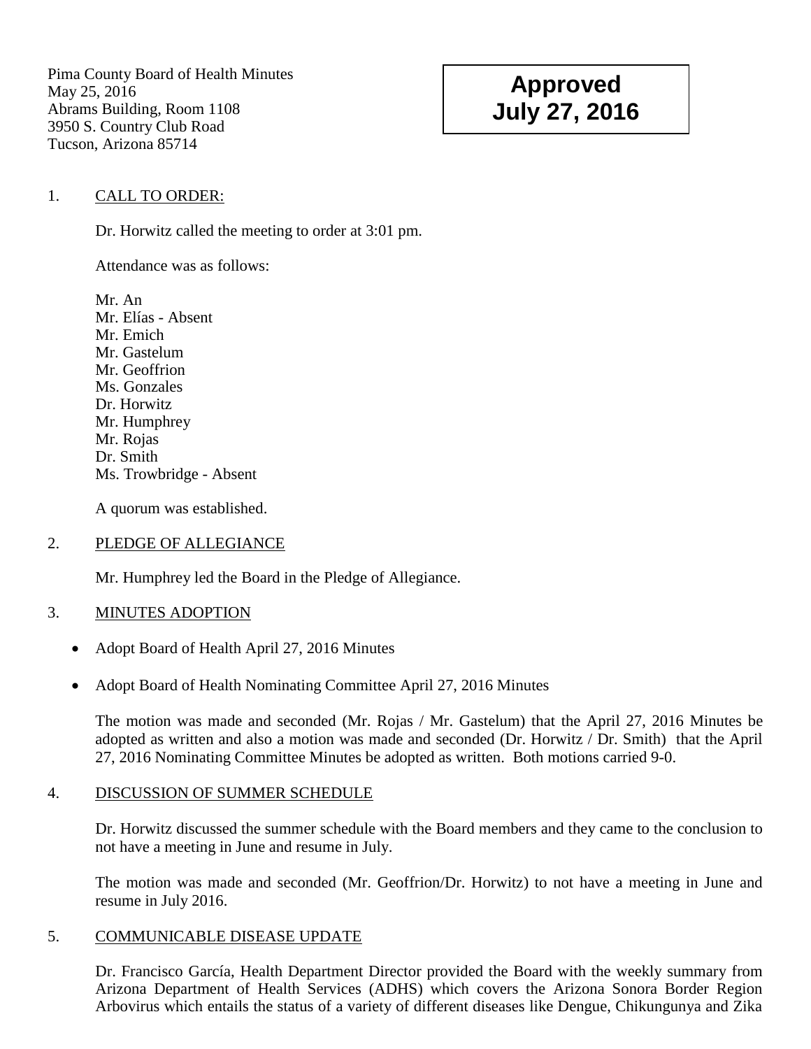Pima County Board of Health Minutes
May 25, 2016
Abrams Building, Room 1108
3950 S. Country Club Road
Tucson, Arizona 85714

**Approved**
**July 27, 2016**

1. CALL TO ORDER:

Dr. Horwitz called the meeting to order at 3:01 pm.

Attendance was as follows:

Mr. An
Mr. Elías - Absent
Mr. Emich
Mr. Gastelum
Mr. Geoffrion
Ms. Gonzales
Dr. Horwitz
Mr. Humphrey
Mr. Rojas
Dr. Smith
Ms. Trowbridge - Absent

A quorum was established.

2. PLEDGE OF ALLEGIANCE

Mr. Humphrey led the Board in the Pledge of Allegiance.

3. MINUTES ADOPTION

- Adopt Board of Health April 27, 2016 Minutes
- Adopt Board of Health Nominating Committee April 27, 2016 Minutes

The motion was made and seconded (Mr. Rojas / Mr. Gastelum) that the April 27, 2016 Minutes be adopted as written and also a motion was made and seconded (Dr. Horwitz / Dr. Smith) that the April 27, 2016 Nominating Committee Minutes be adopted as written. Both motions carried 9-0.

4. DISCUSSION OF SUMMER SCHEDULE

Dr. Horwitz discussed the summer schedule with the Board members and they came to the conclusion to not have a meeting in June and resume in July.

The motion was made and seconded (Mr. Geoffrion/Dr. Horwitz) to not have a meeting in June and resume in July 2016.

5. COMMUNICABLE DISEASE UPDATE

Dr. Francisco García, Health Department Director provided the Board with the weekly summary from Arizona Department of Health Services (ADHS) which covers the Arizona Sonora Border Region Arbovirus which entails the status of a variety of different diseases like Dengue, Chikungunya and Zika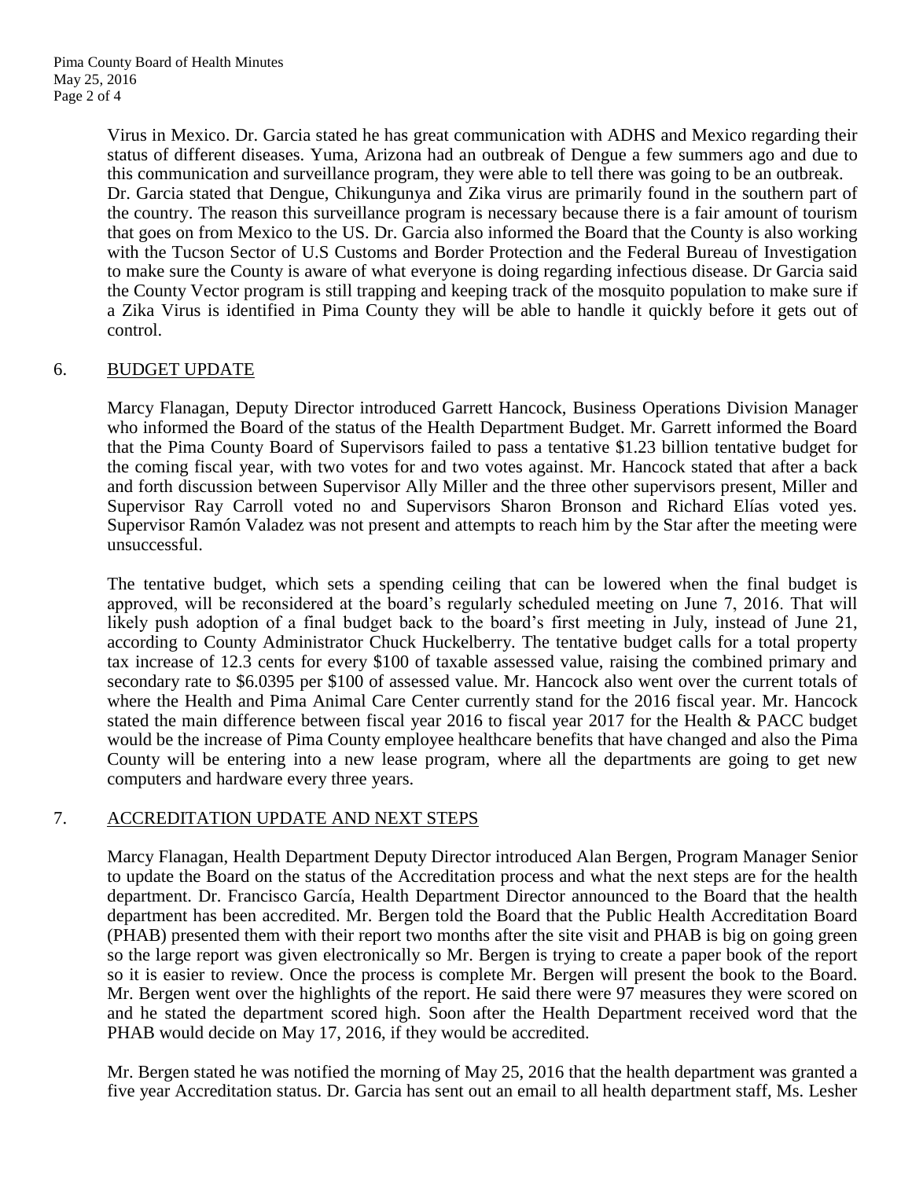Virus in Mexico. Dr. Garcia stated he has great communication with ADHS and Mexico regarding their status of different diseases. Yuma, Arizona had an outbreak of Dengue a few summers ago and due to this communication and surveillance program, they were able to tell there was going to be an outbreak. Dr. Garcia stated that Dengue, Chikungunya and Zika virus are primarily found in the southern part of the country. The reason this surveillance program is necessary because there is a fair amount of tourism that goes on from Mexico to the US. Dr. Garcia also informed the Board that the County is also working with the Tucson Sector of U.S Customs and Border Protection and the Federal Bureau of Investigation to make sure the County is aware of what everyone is doing regarding infectious disease. Dr Garcia said the County Vector program is still trapping and keeping track of the mosquito population to make sure if a Zika Virus is identified in Pima County they will be able to handle it quickly before it gets out of control.

## 6. BUDGET UPDATE

Marcy Flanagan, Deputy Director introduced Garrett Hancock, Business Operations Division Manager who informed the Board of the status of the Health Department Budget. Mr. Garrett informed the Board that the Pima County Board of Supervisors failed to pass a tentative $1.23 billion tentative budget for the coming fiscal year, with two votes for and two votes against. Mr. Hancock stated that after a back and forth discussion between Supervisor Ally Miller and the three other supervisors present, Miller and Supervisor Ray Carroll voted no and Supervisors Sharon Bronson and Richard Elías voted yes. Supervisor Ramón Valadez was not present and attempts to reach him by the Star after the meeting were unsuccessful.

The tentative budget, which sets a spending ceiling that can be lowered when the final budget is approved, will be reconsidered at the board's regularly scheduled meeting on June 7, 2016. That will likely push adoption of a final budget back to the board's first meeting in July, instead of June 21, according to County Administrator Chuck Huckelberry. The tentative budget calls for a total property tax increase of 12.3 cents for every $100 of taxable assessed value, raising the combined primary and secondary rate to $6.0395 per $100 of assessed value. Mr. Hancock also went over the current totals of where the Health and Pima Animal Care Center currently stand for the 2016 fiscal year. Mr. Hancock stated the main difference between fiscal year 2016 to fiscal year 2017 for the Health & PACC budget would be the increase of Pima County employee healthcare benefits that have changed and also the Pima County will be entering into a new lease program, where all the departments are going to get new computers and hardware every three years.

## 7. ACCREDITATION UPDATE AND NEXT STEPS

Marcy Flanagan, Health Department Deputy Director introduced Alan Bergen, Program Manager Senior to update the Board on the status of the Accreditation process and what the next steps are for the health department. Dr. Francisco García, Health Department Director announced to the Board that the health department has been accredited. Mr. Bergen told the Board that the Public Health Accreditation Board (PHAB) presented them with their report two months after the site visit and PHAB is big on going green so the large report was given electronically so Mr. Bergen is trying to create a paper book of the report so it is easier to review. Once the process is complete Mr. Bergen will present the book to the Board. Mr. Bergen went over the highlights of the report. He said there were 97 measures they were scored on and he stated the department scored high. Soon after the Health Department received word that the PHAB would decide on May 17, 2016, if they would be accredited.

Mr. Bergen stated he was notified the morning of May 25, 2016 that the health department was granted a five year Accreditation status. Dr. Garcia has sent out an email to all health department staff, Ms. Lesher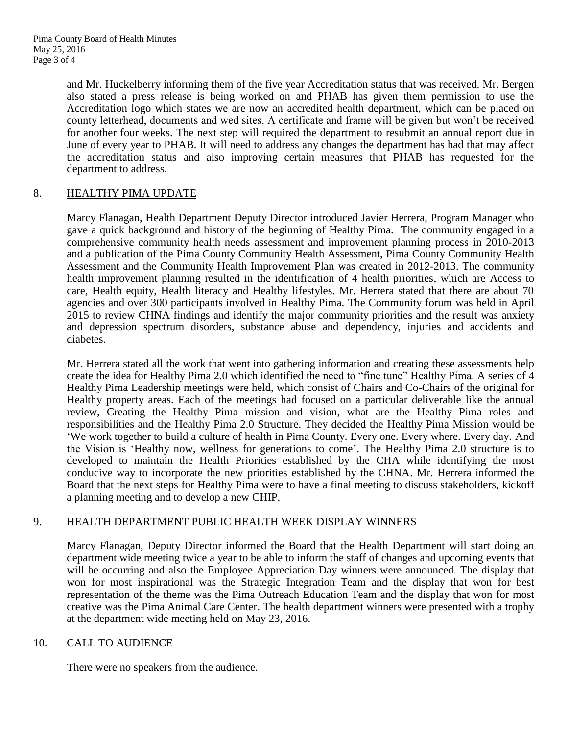and Mr. Huckelberry informing them of the five year Accreditation status that was received. Mr. Bergen also stated a press release is being worked on and PHAB has given them permission to use the Accreditation logo which states we are now an accredited health department, which can be placed on county letterhead, documents and wed sites. A certificate and frame will be given but won't be received for another four weeks. The next step will required the department to resubmit an annual report due in June of every year to PHAB. It will need to address any changes the department has had that may affect the accreditation status and also improving certain measures that PHAB has requested for the department to address.

8. HEALTHY PIMA UPDATE

Marcy Flanagan, Health Department Deputy Director introduced Javier Herrera, Program Manager who gave a quick background and history of the beginning of Healthy Pima. The community engaged in a comprehensive community health needs assessment and improvement planning process in 2010-2013 and a publication of the Pima County Community Health Assessment, Pima County Community Health Assessment and the Community Health Improvement Plan was created in 2012-2013. The community health improvement planning resulted in the identification of 4 health priorities, which are Access to care, Health equity, Health literacy and Healthy lifestyles. Mr. Herrera stated that there are about 70 agencies and over 300 participants involved in Healthy Pima. The Community forum was held in April 2015 to review CHNA findings and identify the major community priorities and the result was anxiety and depression spectrum disorders, substance abuse and dependency, injuries and accidents and diabetes.

Mr. Herrera stated all the work that went into gathering information and creating these assessments help create the idea for Healthy Pima 2.0 which identified the need to "fine tune" Healthy Pima. A series of 4 Healthy Pima Leadership meetings were held, which consist of Chairs and Co-Chairs of the original for Healthy property areas. Each of the meetings had focused on a particular deliverable like the annual review, Creating the Healthy Pima mission and vision, what are the Healthy Pima roles and responsibilities and the Healthy Pima 2.0 Structure. They decided the Healthy Pima Mission would be 'We work together to build a culture of health in Pima County. Every one. Every where. Every day. And the Vision is 'Healthy now, wellness for generations to come'. The Healthy Pima 2.0 structure is to developed to maintain the Health Priorities established by the CHA while identifying the most conducive way to incorporate the new priorities established by the CHNA. Mr. Herrera informed the Board that the next steps for Healthy Pima were to have a final meeting to discuss stakeholders, kickoff a planning meeting and to develop a new CHIP.

9. HEALTH DEPARTMENT PUBLIC HEALTH WEEK DISPLAY WINNERS

Marcy Flanagan, Deputy Director informed the Board that the Health Department will start doing an department wide meeting twice a year to be able to inform the staff of changes and upcoming events that will be occurring and also the Employee Appreciation Day winners were announced. The display that won for most inspirational was the Strategic Integration Team and the display that won for best representation of the theme was the Pima Outreach Education Team and the display that won for most creative was the Pima Animal Care Center. The health department winners were presented with a trophy at the department wide meeting held on May 23, 2016.

10. CALL TO AUDIENCE

There were no speakers from the audience.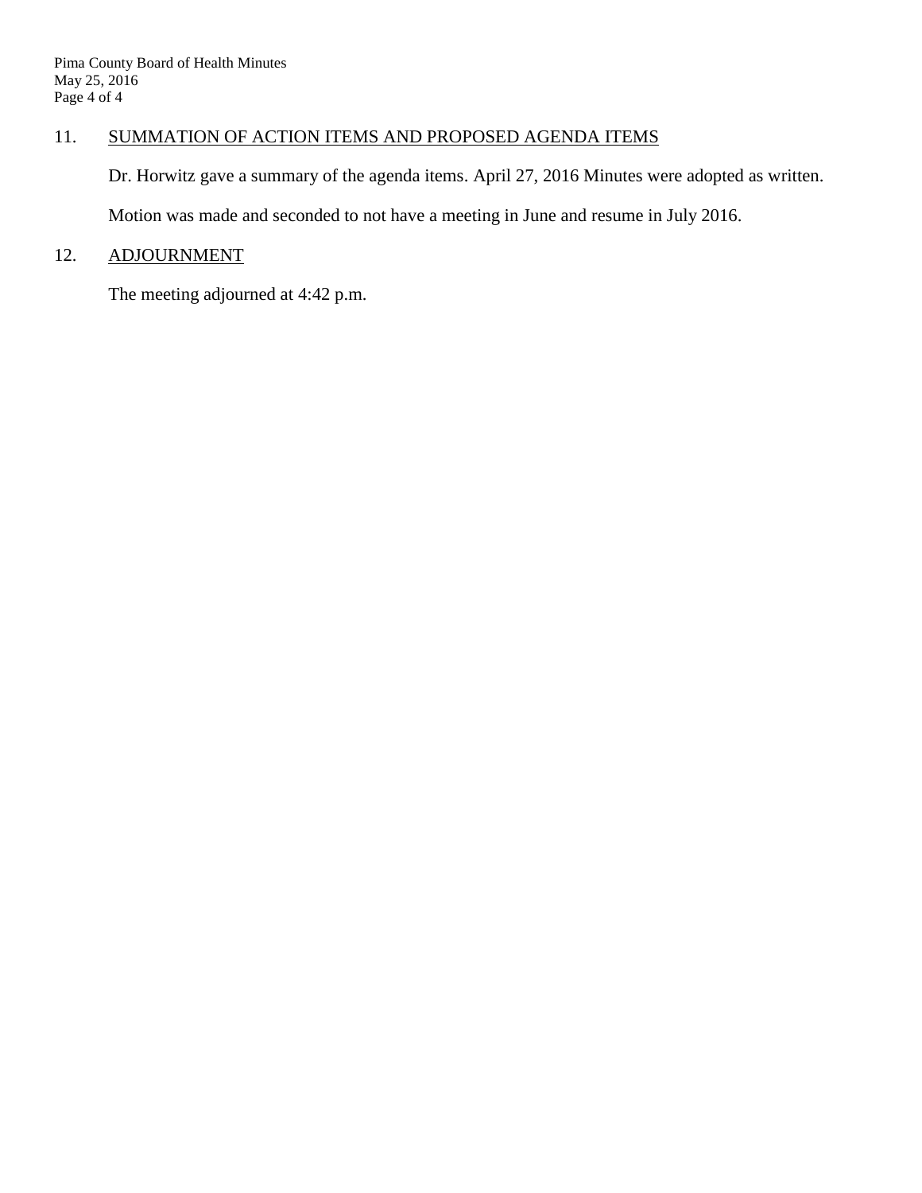11. <u>SUMMATION OF ACTION ITEMS AND PROPOSED AGENDA ITEMS</u>

Dr. Horwitz gave a summary of the agenda items. April 27, 2016 Minutes were adopted as written.

Motion was made and seconded to not have a meeting in June and resume in July 2016.

12. <u>ADJOURNMENT</u>

The meeting adjourned at 4:42 p.m.